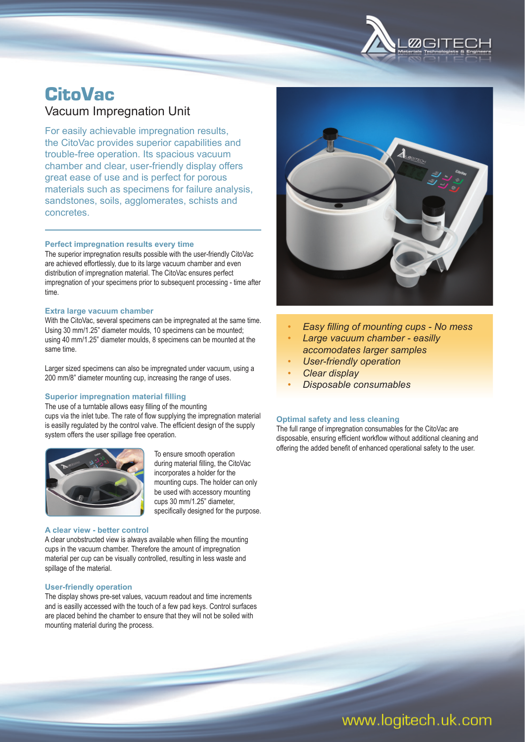# CitoVac

## Vacuum Impregnation Unit

For easily achievable impregnation results, the CitoVac provides superior capabilities and trouble-free operation. Its spacious vacuum chamber and clear, user-friendly display offers great ease of use and is perfect for porous materials such as specimens for failure analysis, sandstones, soils, agglomerates, schists and concretes.

### Perfect impregnation results every time

The superior impregnation results possible with the user-friendly CitoVac are achieved effortlessly, due to its large vacuum chamber and even distribution of impregnation material. The CitoVac ensures perfect impregnation of your specimens prior to subsequent processing - time after time.

### Extra large vacuum chamber

With the CitoVac, several specimens can be impregnated at the same time. Using 30 mm/1.25" diameter moulds, 10 specimens can be mounted; using 40 mm/1.25" diameter moulds, 8 specimens can be mounted at the same time.

Larger sized specimens can also be impregnated under vacuum, using a 200 mm/8" diameter mounting cup, increasing the range of uses.

### Superior impregnation material filling

The use of a turntable allows easy filling of the mounting cups via the inlet tube. The rate of flow supplying the impregnation material is easilly regulated by the control valve. The efficient design of the supply system offers the user spillage free operation.

To ensure smooth operation during material filling, the CitoVac incorporates a holder for the mounting cups. The holder can only be used with accessory mounting cups 30 mm/1.25" diameter, specifically designed for the purpose.

### A clear view - better control

A clear unobstructed view is always available when filling the mounting cups in the vacuum chamber. Therefore the amount of impregnation material per cup can be visually controlled, resulting in less waste and spillage of the material.

### User-friendly operation

The display shows pre-set values, vacuum readout and time increments and is easilly accessed with the touch of a few pad keys. Control surfaces are placed behind the chamber to ensure that they will not be soiled with mounting material during the process.

- *Easy filling of mounting cups - No mess*
- *Large vacuum chamber - easilly accomodates larger samples*
- *User-friendly operation*
- *Clear display*
- *Disposable consumables*

### Optimal safety and less cleaning

The full range of impregnation consumables for the CitoVac are disposable, ensuring efficient workflow without additional cleaning and offering the added benefit of enhanced operational safety to the user.

www.logitech.uk.com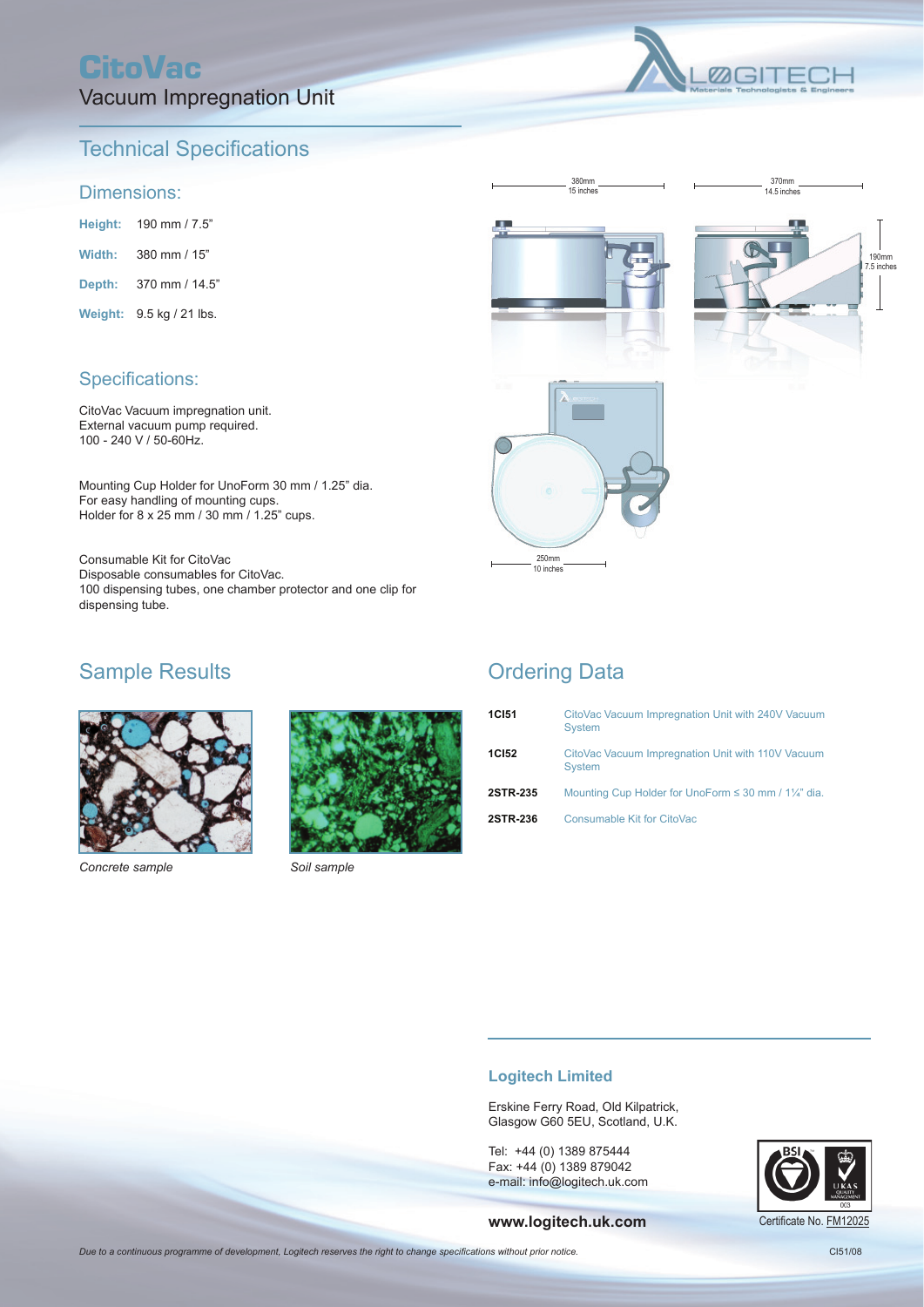# CitoVac

Vacuum Impregnation Unit

## Technical Specifications

### Dimensions:

**Height:** 190 mm / 7.5"

**Width:** 380 mm / 15"

**Depth:** 370 mm / 14.5"

**Weight:** 9.5 kg / 21 lbs.

380mm
15 inches

370mm
14.5 inches

190mm
7.5 inches

250mm
10 inches

### Specifications:

CitoVac Vacuum impregnation unit.
External vacuum pump required.
100 - 240 V / 50-60Hz.

Mounting Cup Holder for UnoForm 30 mm / 1.25" dia.
For easy handling of mounting cups.
Holder for 8 x 25 mm / 30 mm / 1.25" cups.

Consumable Kit for CitoVac
Disposable consumables for CitoVac.
100 dispensing tubes, one chamber protector and one clip for dispensing tube.

## Sample Results

*Concrete sample*

*Soil sample*

## Ordering Data

| | |
|---|---|
| **1CI51** | CitoVac Vacuum Impregnation Unit with 240V Vacuum System |
| **1CI52** | CitoVac Vacuum Impregnation Unit with 110V Vacuum System |
| **2STR-235** | Mounting Cup Holder for UnoForm ≤ 30 mm / 1¼" dia. |
| **2STR-236** | Consumable Kit for CitoVac |

### Logitech Limited

Erskine Ferry Road, Old Kilpatrick,
Glasgow G60 5EU, Scotland, U.K.

Tel: +44 (0) 1389 875444
Fax: +44 (0) 1389 879042
e-mail: info@logitech.uk.com

**www.logitech.uk.com**

Certificate No. FM12025

*Due to a continuous programme of development, Logitech reserves the right to change specifications without prior notice.*

CI51/08